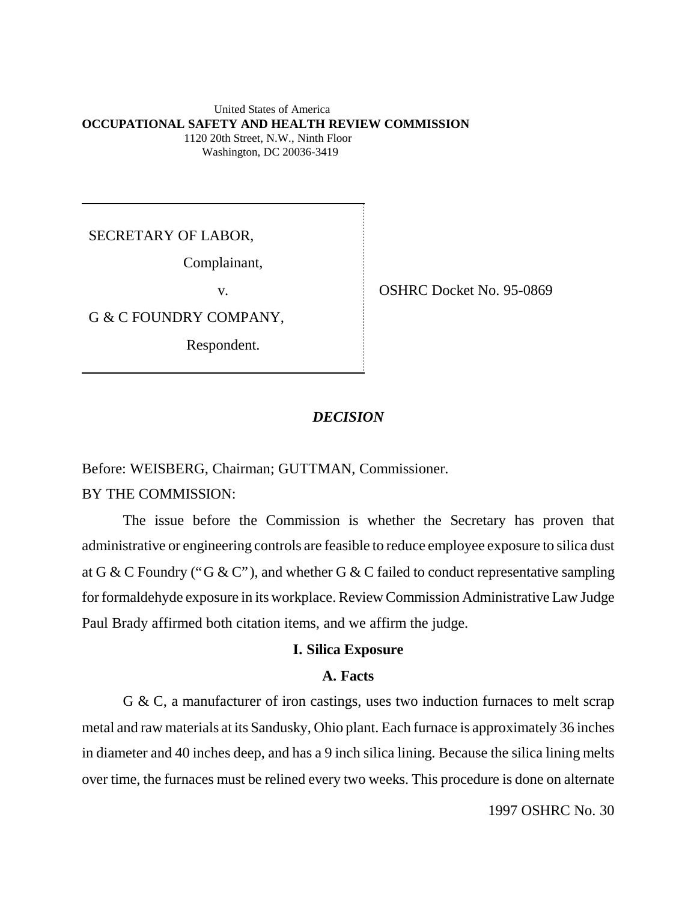United States of America
**OCCUPATIONAL SAFETY AND HEALTH REVIEW COMMISSION**
1120 20th Street, N.W., Ninth Floor
Washington, DC 20036-3419

| | |
|---|---|
| SECRETARY OF LABOR,<br>Complainant,<br>v.<br>G & C FOUNDRY COMPANY,<br>Respondent. | OSHRC Docket No. 95-0869 |

## *DECISION*

Before: WEISBERG, Chairman; GUTTMAN, Commissioner.

BY THE COMMISSION:

The issue before the Commission is whether the Secretary has proven that administrative or engineering controls are feasible to reduce employee exposure to silica dust at G & C Foundry ("G & C"), and whether G & C failed to conduct representative sampling for formaldehyde exposure in its workplace. Review Commission Administrative Law Judge Paul Brady affirmed both citation items, and we affirm the judge.

### I. Silica Exposure

#### A. Facts

G & C, a manufacturer of iron castings, uses two induction furnaces to melt scrap metal and raw materials at its Sandusky, Ohio plant. Each furnace is approximately 36 inches in diameter and 40 inches deep, and has a 9 inch silica lining. Because the silica lining melts over time, the furnaces must be relined every two weeks. This procedure is done on alternate

1997 OSHRC No. 30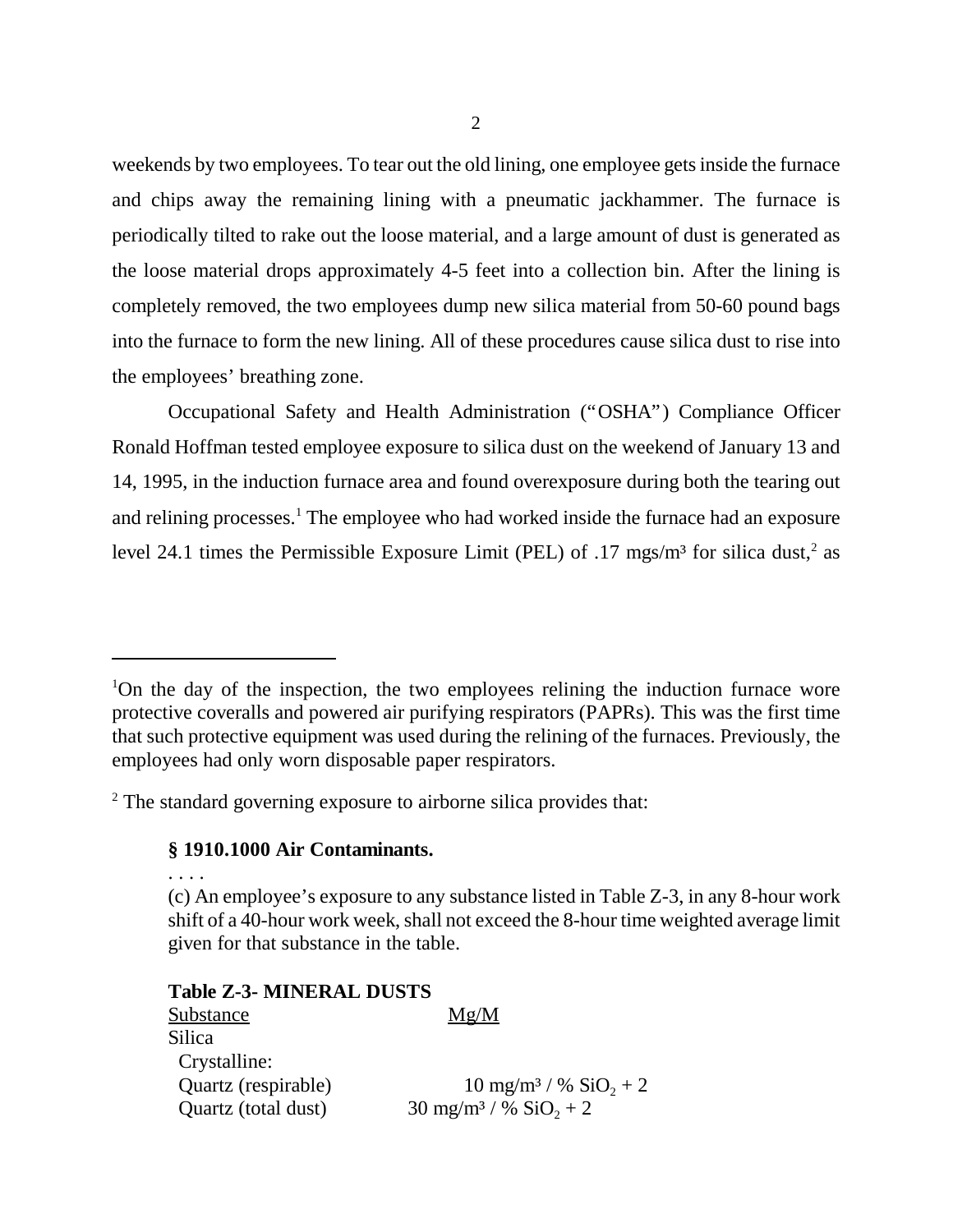weekends by two employees. To tear out the old lining, one employee gets inside the furnace and chips away the remaining lining with a pneumatic jackhammer. The furnace is periodically tilted to rake out the loose material, and a large amount of dust is generated as the loose material drops approximately 4-5 feet into a collection bin. After the lining is completely removed, the two employees dump new silica material from 50-60 pound bags into the furnace to form the new lining. All of these procedures cause silica dust to rise into the employees' breathing zone.

Occupational Safety and Health Administration ("OSHA") Compliance Officer Ronald Hoffman tested employee exposure to silica dust on the weekend of January 13 and 14, 1995, in the induction furnace area and found overexposure during both the tearing out and relining processes.[1] The employee who had worked inside the furnace had an exposure level 24.1 times the Permissible Exposure Limit (PEL) of .17 mgs/m³ for silica dust,[2] as

---

[1]On the day of the inspection, the two employees relining the induction furnace wore protective coveralls and powered air purifying respirators (PAPRs). This was the first time that such protective equipment was used during the relining of the furnaces. Previously, the employees had only worn disposable paper respirators.

[2] The standard governing exposure to airborne silica provides that:

> **§ 1910.1000 Air Contaminants.**
>
> . . . .
>
> (c) An employee's exposure to any substance listed in Table Z-3, in any 8-hour work shift of a 40-hour work week, shall not exceed the 8-hour time weighted average limit given for that substance in the table.

**Table Z-3- MINERAL DUSTS**

| Substance | Mg/M |
|---|---|
| Silica | |
| Crystalline: | |
| Quartz (respirable) | 10 mg/m³ / % $SiO_2$ + 2 |
| Quartz (total dust) | 30 mg/m³ / % $SiO_2$ + 2 |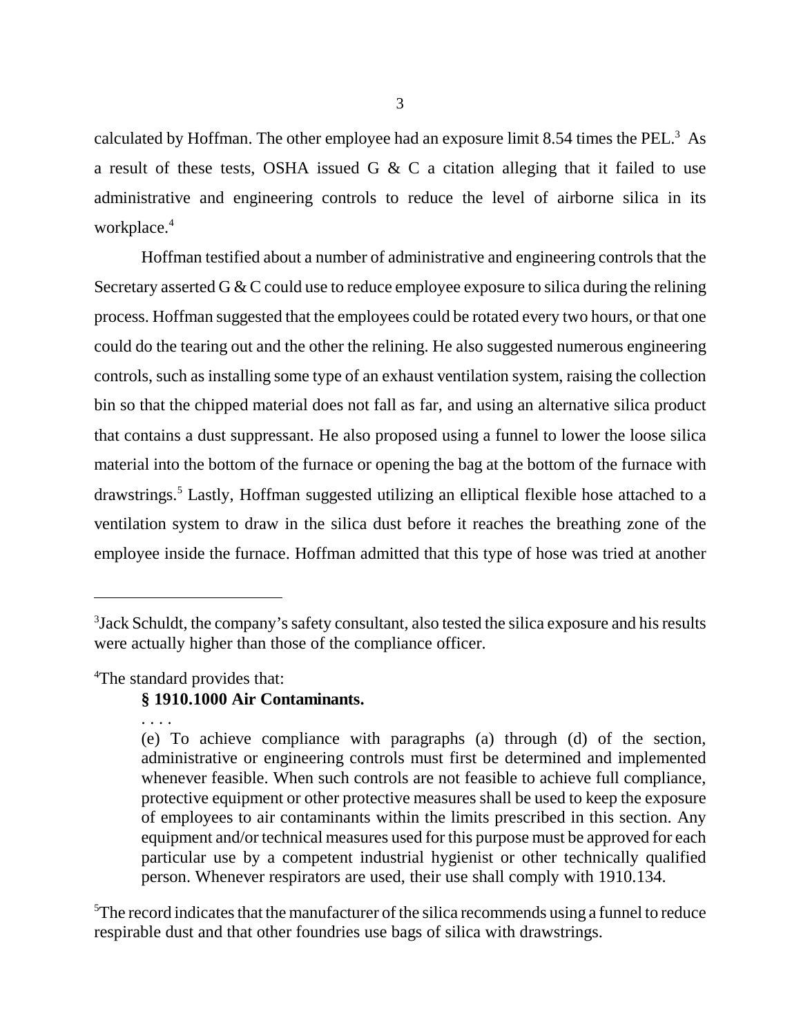calculated by Hoffman. The other employee had an exposure limit 8.54 times the PEL.[3] As a result of these tests, OSHA issued G & C a citation alleging that it failed to use administrative and engineering controls to reduce the level of airborne silica in its workplace.[4]

Hoffman testified about a number of administrative and engineering controls that the Secretary asserted G & C could use to reduce employee exposure to silica during the relining process. Hoffman suggested that the employees could be rotated every two hours, or that one could do the tearing out and the other the relining. He also suggested numerous engineering controls, such as installing some type of an exhaust ventilation system, raising the collection bin so that the chipped material does not fall as far, and using an alternative silica product that contains a dust suppressant. He also proposed using a funnel to lower the loose silica material into the bottom of the furnace or opening the bag at the bottom of the furnace with drawstrings.[5] Lastly, Hoffman suggested utilizing an elliptical flexible hose attached to a ventilation system to draw in the silica dust before it reaches the breathing zone of the employee inside the furnace. Hoffman admitted that this type of hose was tried at another

---

[3]Jack Schuldt, the company's safety consultant, also tested the silica exposure and his results were actually higher than those of the compliance officer.

[4]The standard provides that:

> **§ 1910.1000 Air Contaminants.**
>
> . . . .
>
> (e) To achieve compliance with paragraphs (a) through (d) of the section, administrative or engineering controls must first be determined and implemented whenever feasible. When such controls are not feasible to achieve full compliance, protective equipment or other protective measures shall be used to keep the exposure of employees to air contaminants within the limits prescribed in this section. Any equipment and/or technical measures used for this purpose must be approved for each particular use by a competent industrial hygienist or other technically qualified person. Whenever respirators are used, their use shall comply with 1910.134.

[5]The record indicates that the manufacturer of the silica recommends using a funnel to reduce respirable dust and that other foundries use bags of silica with drawstrings.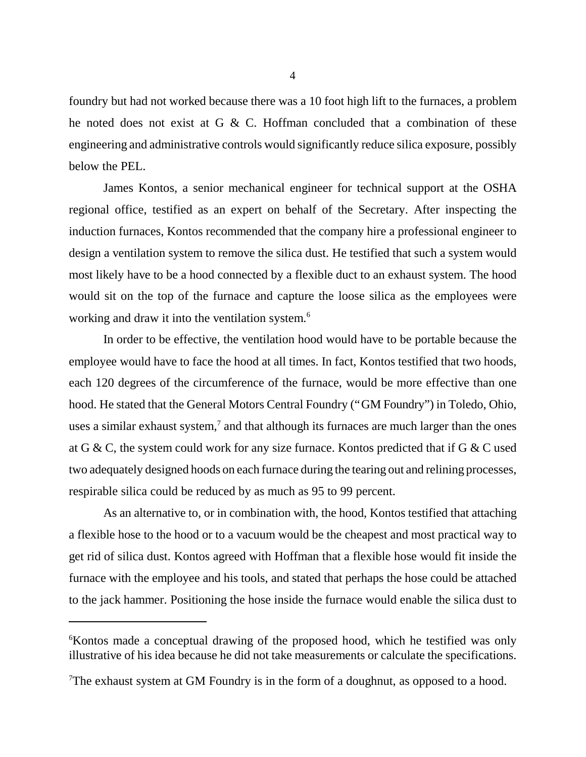foundry but had not worked because there was a 10 foot high lift to the furnaces, a problem he noted does not exist at G & C. Hoffman concluded that a combination of these engineering and administrative controls would significantly reduce silica exposure, possibly below the PEL.

James Kontos, a senior mechanical engineer for technical support at the OSHA regional office, testified as an expert on behalf of the Secretary. After inspecting the induction furnaces, Kontos recommended that the company hire a professional engineer to design a ventilation system to remove the silica dust. He testified that such a system would most likely have to be a hood connected by a flexible duct to an exhaust system. The hood would sit on the top of the furnace and capture the loose silica as the employees were working and draw it into the ventilation system.[6]

In order to be effective, the ventilation hood would have to be portable because the employee would have to face the hood at all times. In fact, Kontos testified that two hoods, each 120 degrees of the circumference of the furnace, would be more effective than one hood. He stated that the General Motors Central Foundry ("GM Foundry") in Toledo, Ohio, uses a similar exhaust system,[7] and that although its furnaces are much larger than the ones at G & C, the system could work for any size furnace. Kontos predicted that if G & C used two adequately designed hoods on each furnace during the tearing out and relining processes, respirable silica could be reduced by as much as 95 to 99 percent.

As an alternative to, or in combination with, the hood, Kontos testified that attaching a flexible hose to the hood or to a vacuum would be the cheapest and most practical way to get rid of silica dust. Kontos agreed with Hoffman that a flexible hose would fit inside the furnace with the employee and his tools, and stated that perhaps the hose could be attached to the jack hammer. Positioning the hose inside the furnace would enable the silica dust to

---

[6]Kontos made a conceptual drawing of the proposed hood, which he testified was only illustrative of his idea because he did not take measurements or calculate the specifications.

[7]The exhaust system at GM Foundry is in the form of a doughnut, as opposed to a hood.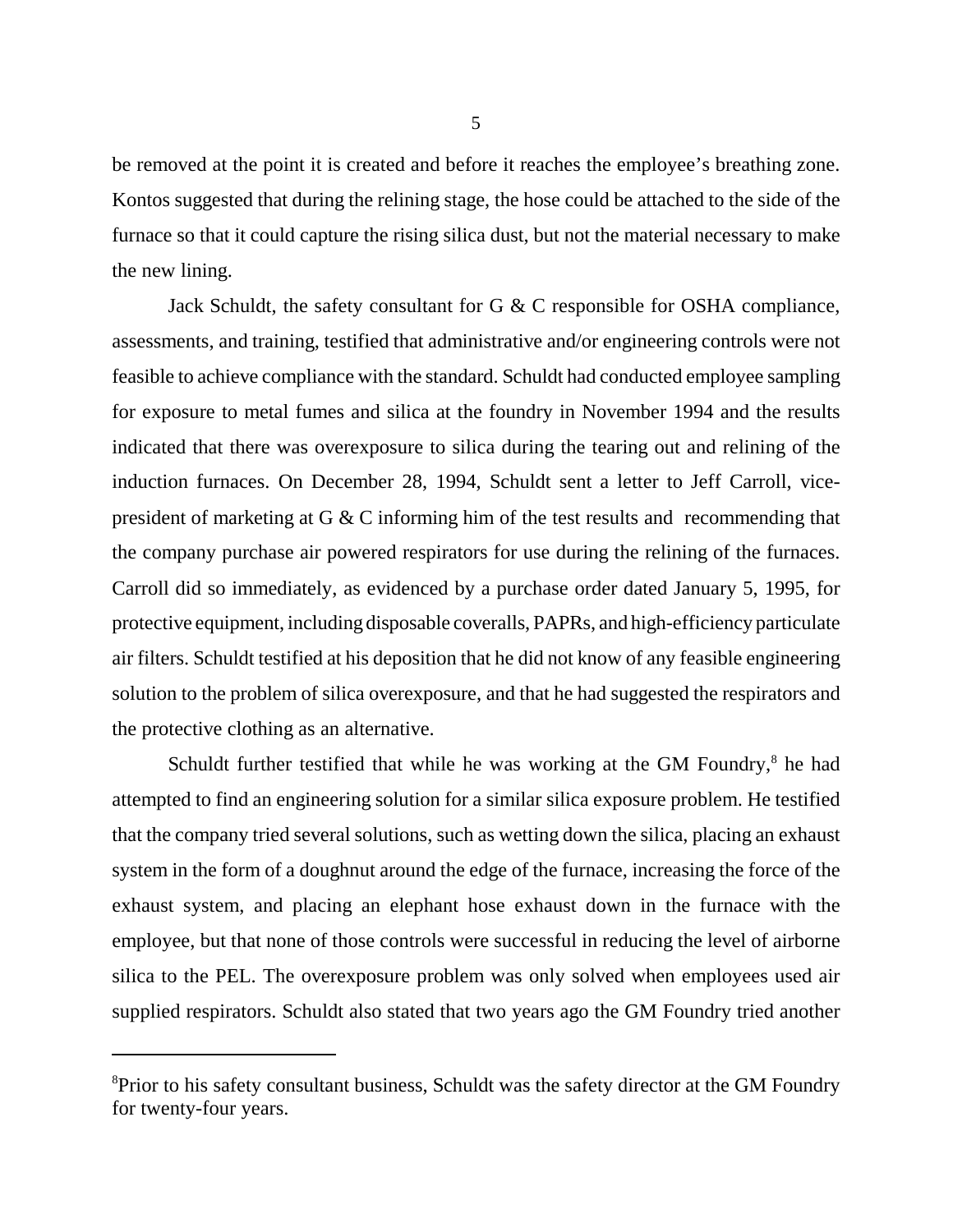be removed at the point it is created and before it reaches the employee's breathing zone. Kontos suggested that during the relining stage, the hose could be attached to the side of the furnace so that it could capture the rising silica dust, but not the material necessary to make the new lining.

Jack Schuldt, the safety consultant for G & C responsible for OSHA compliance, assessments, and training, testified that administrative and/or engineering controls were not feasible to achieve compliance with the standard. Schuldt had conducted employee sampling for exposure to metal fumes and silica at the foundry in November 1994 and the results indicated that there was overexposure to silica during the tearing out and relining of the induction furnaces. On December 28, 1994, Schuldt sent a letter to Jeff Carroll, vice-president of marketing at G & C informing him of the test results and recommending that the company purchase air powered respirators for use during the relining of the furnaces. Carroll did so immediately, as evidenced by a purchase order dated January 5, 1995, for protective equipment, including disposable coveralls, PAPRs, and high-efficiency particulate air filters. Schuldt testified at his deposition that he did not know of any feasible engineering solution to the problem of silica overexposure, and that he had suggested the respirators and the protective clothing as an alternative.

Schuldt further testified that while he was working at the GM Foundry,[8] he had attempted to find an engineering solution for a similar silica exposure problem. He testified that the company tried several solutions, such as wetting down the silica, placing an exhaust system in the form of a doughnut around the edge of the furnace, increasing the force of the exhaust system, and placing an elephant hose exhaust down in the furnace with the employee, but that none of those controls were successful in reducing the level of airborne silica to the PEL. The overexposure problem was only solved when employees used air supplied respirators. Schuldt also stated that two years ago the GM Foundry tried another

---

[8]Prior to his safety consultant business, Schuldt was the safety director at the GM Foundry for twenty-four years.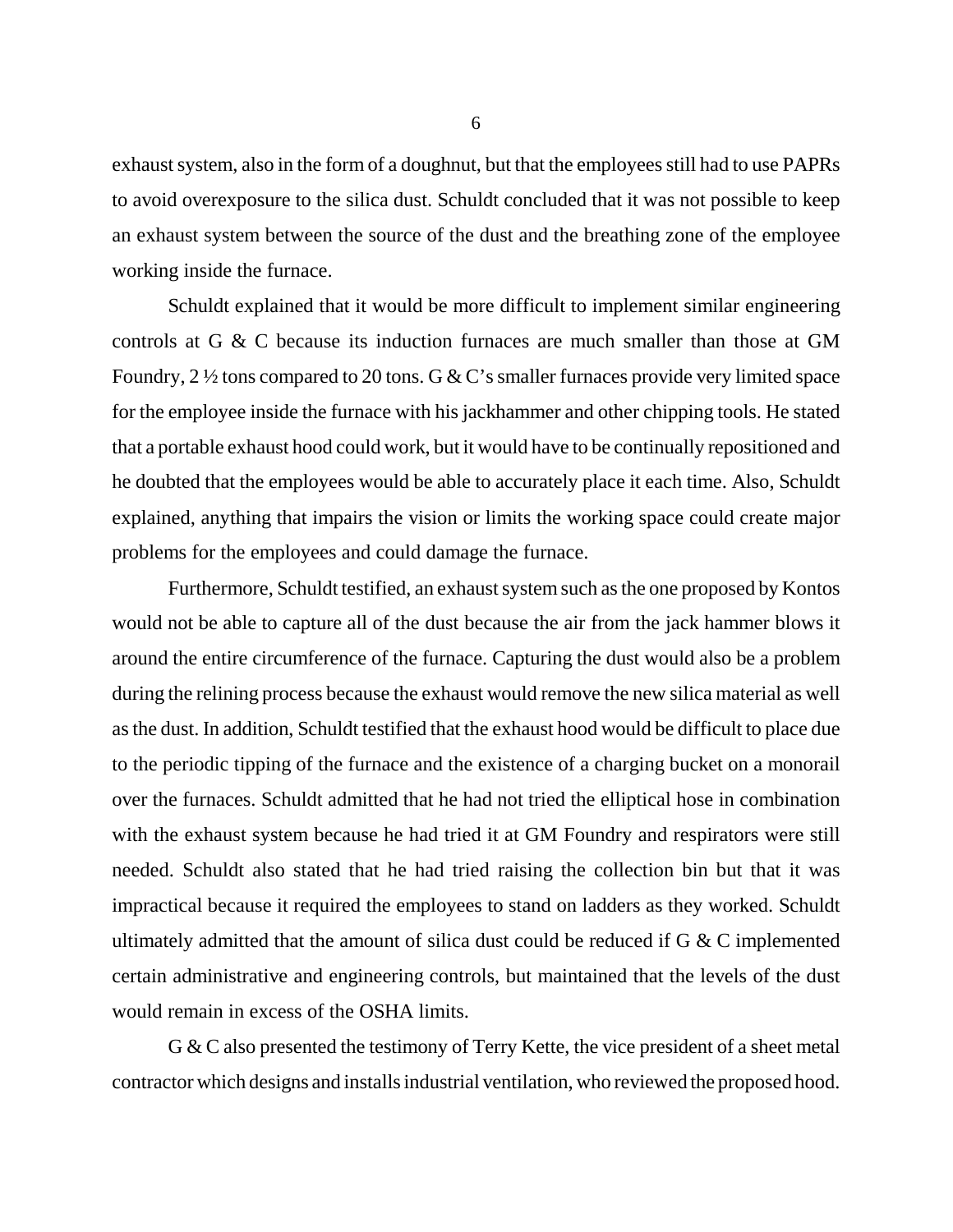exhaust system, also in the form of a doughnut, but that the employees still had to use PAPRs to avoid overexposure to the silica dust. Schuldt concluded that it was not possible to keep an exhaust system between the source of the dust and the breathing zone of the employee working inside the furnace.

Schuldt explained that it would be more difficult to implement similar engineering controls at G & C because its induction furnaces are much smaller than those at GM Foundry, 2 ½ tons compared to 20 tons. G & C's smaller furnaces provide very limited space for the employee inside the furnace with his jackhammer and other chipping tools. He stated that a portable exhaust hood could work, but it would have to be continually repositioned and he doubted that the employees would be able to accurately place it each time. Also, Schuldt explained, anything that impairs the vision or limits the working space could create major problems for the employees and could damage the furnace.

Furthermore, Schuldt testified, an exhaust system such as the one proposed by Kontos would not be able to capture all of the dust because the air from the jack hammer blows it around the entire circumference of the furnace. Capturing the dust would also be a problem during the relining process because the exhaust would remove the new silica material as well as the dust. In addition, Schuldt testified that the exhaust hood would be difficult to place due to the periodic tipping of the furnace and the existence of a charging bucket on a monorail over the furnaces. Schuldt admitted that he had not tried the elliptical hose in combination with the exhaust system because he had tried it at GM Foundry and respirators were still needed. Schuldt also stated that he had tried raising the collection bin but that it was impractical because it required the employees to stand on ladders as they worked. Schuldt ultimately admitted that the amount of silica dust could be reduced if G & C implemented certain administrative and engineering controls, but maintained that the levels of the dust would remain in excess of the OSHA limits.

G & C also presented the testimony of Terry Kette, the vice president of a sheet metal contractor which designs and installs industrial ventilation, who reviewed the proposed hood.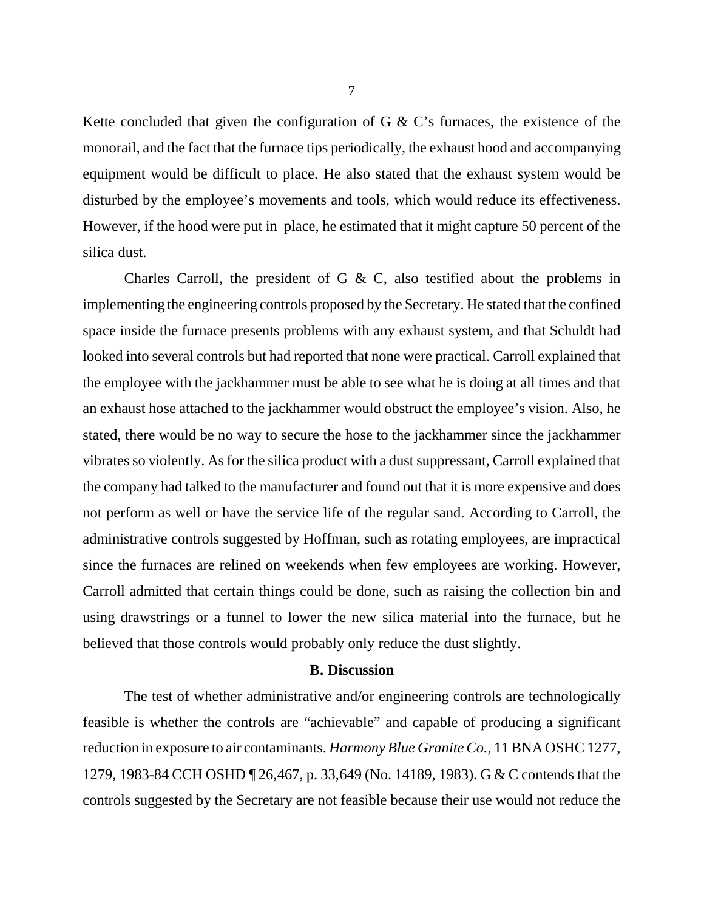Kette concluded that given the configuration of G & C's furnaces, the existence of the monorail, and the fact that the furnace tips periodically, the exhaust hood and accompanying equipment would be difficult to place. He also stated that the exhaust system would be disturbed by the employee's movements and tools, which would reduce its effectiveness. However, if the hood were put in place, he estimated that it might capture 50 percent of the silica dust.

Charles Carroll, the president of G & C, also testified about the problems in implementing the engineering controls proposed by the Secretary. He stated that the confined space inside the furnace presents problems with any exhaust system, and that Schuldt had looked into several controls but had reported that none were practical. Carroll explained that the employee with the jackhammer must be able to see what he is doing at all times and that an exhaust hose attached to the jackhammer would obstruct the employee's vision. Also, he stated, there would be no way to secure the hose to the jackhammer since the jackhammer vibrates so violently. As for the silica product with a dust suppressant, Carroll explained that the company had talked to the manufacturer and found out that it is more expensive and does not perform as well or have the service life of the regular sand. According to Carroll, the administrative controls suggested by Hoffman, such as rotating employees, are impractical since the furnaces are relined on weekends when few employees are working. However, Carroll admitted that certain things could be done, such as raising the collection bin and using drawstrings or a funnel to lower the new silica material into the furnace, but he believed that those controls would probably only reduce the dust slightly.

### B. Discussion

The test of whether administrative and/or engineering controls are technologically feasible is whether the controls are "achievable" and capable of producing a significant reduction in exposure to air contaminants. *Harmony Blue Granite Co.*, 11 BNA OSHC 1277, 1279, 1983-84 CCH OSHD ¶ 26,467, p. 33,649 (No. 14189, 1983). G & C contends that the controls suggested by the Secretary are not feasible because their use would not reduce the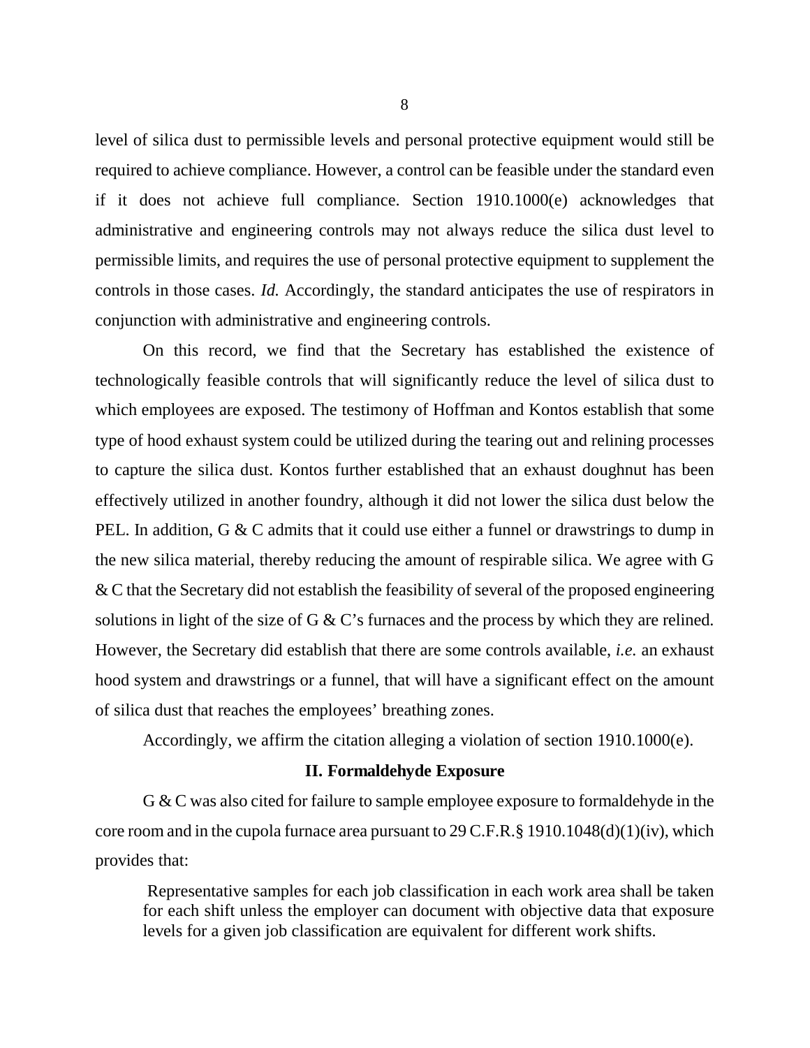level of silica dust to permissible levels and personal protective equipment would still be required to achieve compliance. However, a control can be feasible under the standard even if it does not achieve full compliance. Section 1910.1000(e) acknowledges that administrative and engineering controls may not always reduce the silica dust level to permissible limits, and requires the use of personal protective equipment to supplement the controls in those cases. *Id.* Accordingly, the standard anticipates the use of respirators in conjunction with administrative and engineering controls.

On this record, we find that the Secretary has established the existence of technologically feasible controls that will significantly reduce the level of silica dust to which employees are exposed. The testimony of Hoffman and Kontos establish that some type of hood exhaust system could be utilized during the tearing out and relining processes to capture the silica dust. Kontos further established that an exhaust doughnut has been effectively utilized in another foundry, although it did not lower the silica dust below the PEL. In addition, G & C admits that it could use either a funnel or drawstrings to dump in the new silica material, thereby reducing the amount of respirable silica. We agree with G & C that the Secretary did not establish the feasibility of several of the proposed engineering solutions in light of the size of G & C's furnaces and the process by which they are relined. However, the Secretary did establish that there are some controls available, *i.e.* an exhaust hood system and drawstrings or a funnel, that will have a significant effect on the amount of silica dust that reaches the employees' breathing zones.

Accordingly, we affirm the citation alleging a violation of section 1910.1000(e).

## II. Formaldehyde Exposure

G & C was also cited for failure to sample employee exposure to formaldehyde in the core room and in the cupola furnace area pursuant to 29 C.F.R.§ 1910.1048(d)(1)(iv), which provides that:

> Representative samples for each job classification in each work area shall be taken for each shift unless the employer can document with objective data that exposure levels for a given job classification are equivalent for different work shifts.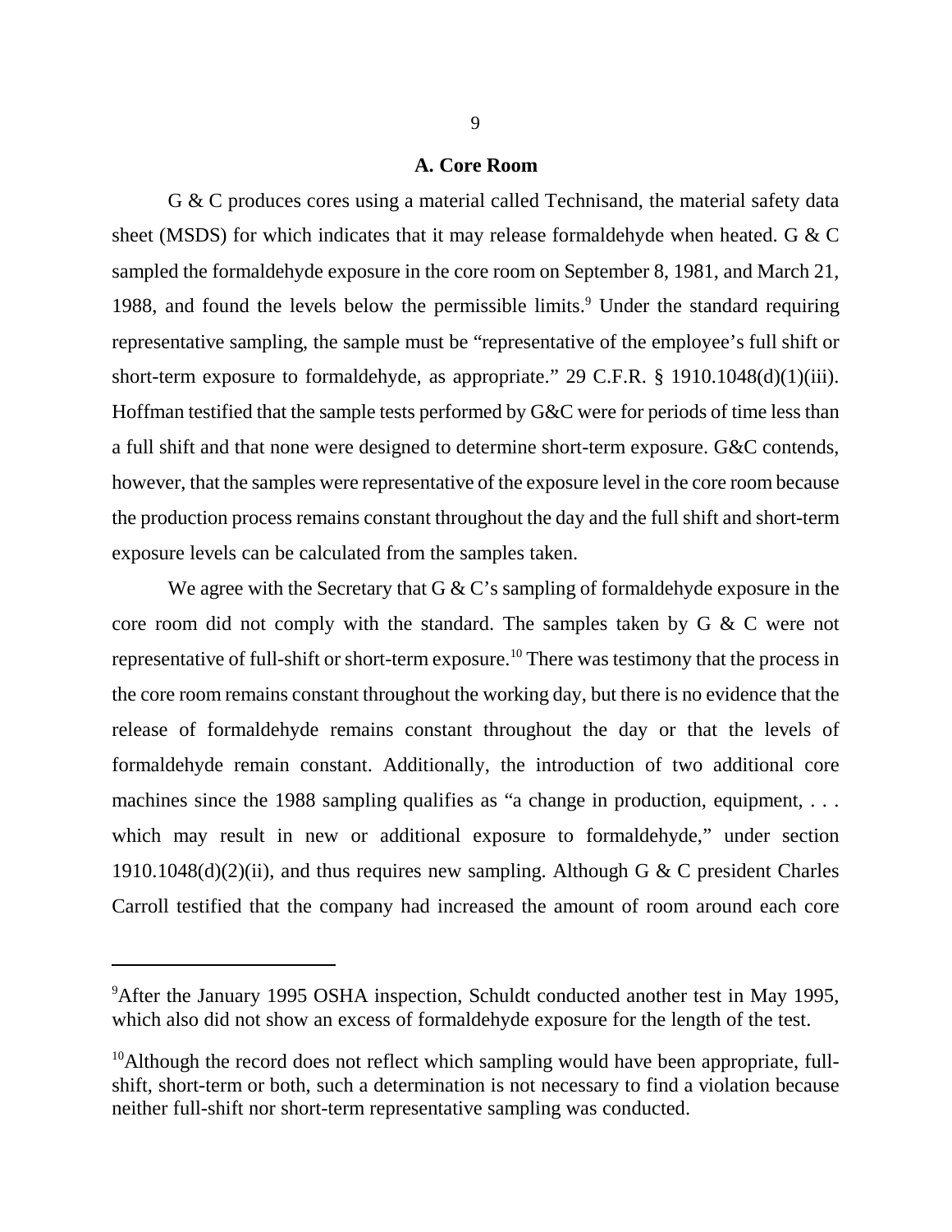### A. Core Room

G & C produces cores using a material called Technisand, the material safety data sheet (MSDS) for which indicates that it may release formaldehyde when heated. G & C sampled the formaldehyde exposure in the core room on September 8, 1981, and March 21, 1988, and found the levels below the permissible limits.[9] Under the standard requiring representative sampling, the sample must be "representative of the employee's full shift or short-term exposure to formaldehyde, as appropriate." 29 C.F.R. § 1910.1048(d)(1)(iii). Hoffman testified that the sample tests performed by G&C were for periods of time less than a full shift and that none were designed to determine short-term exposure. G&C contends, however, that the samples were representative of the exposure level in the core room because the production process remains constant throughout the day and the full shift and short-term exposure levels can be calculated from the samples taken.

We agree with the Secretary that G & C's sampling of formaldehyde exposure in the core room did not comply with the standard. The samples taken by G & C were not representative of full-shift or short-term exposure.[10] There was testimony that the process in the core room remains constant throughout the working day, but there is no evidence that the release of formaldehyde remains constant throughout the day or that the levels of formaldehyde remain constant. Additionally, the introduction of two additional core machines since the 1988 sampling qualifies as "a change in production, equipment, . . . which may result in new or additional exposure to formaldehyde," under section 1910.1048(d)(2)(ii), and thus requires new sampling. Although G & C president Charles Carroll testified that the company had increased the amount of room around each core

---

[9] After the January 1995 OSHA inspection, Schuldt conducted another test in May 1995, which also did not show an excess of formaldehyde exposure for the length of the test.

[10] Although the record does not reflect which sampling would have been appropriate, full-shift, short-term or both, such a determination is not necessary to find a violation because neither full-shift nor short-term representative sampling was conducted.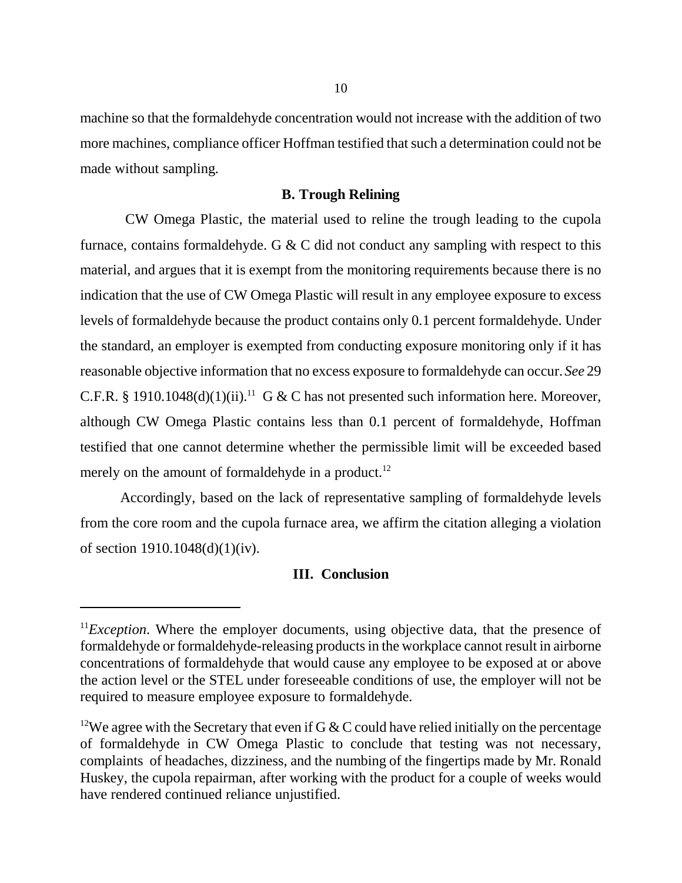machine so that the formaldehyde concentration would not increase with the addition of two more machines, compliance officer Hoffman testified that such a determination could not be made without sampling.

### B. Trough Relining

CW Omega Plastic, the material used to reline the trough leading to the cupola furnace, contains formaldehyde. G & C did not conduct any sampling with respect to this material, and argues that it is exempt from the monitoring requirements because there is no indication that the use of CW Omega Plastic will result in any employee exposure to excess levels of formaldehyde because the product contains only 0.1 percent formaldehyde. Under the standard, an employer is exempted from conducting exposure monitoring only if it has reasonable objective information that no excess exposure to formaldehyde can occur. *See* 29 C.F.R. § 1910.1048(d)(1)(ii).[11] G & C has not presented such information here. Moreover, although CW Omega Plastic contains less than 0.1 percent of formaldehyde, Hoffman testified that one cannot determine whether the permissible limit will be exceeded based merely on the amount of formaldehyde in a product.[12]

Accordingly, based on the lack of representative sampling of formaldehyde levels from the core room and the cupola furnace area, we affirm the citation alleging a violation of section 1910.1048(d)(1)(iv).

## III. Conclusion

---

[11]*Exception*. Where the employer documents, using objective data, that the presence of formaldehyde or formaldehyde-releasing products in the workplace cannot result in airborne concentrations of formaldehyde that would cause any employee to be exposed at or above the action level or the STEL under foreseeable conditions of use, the employer will not be required to measure employee exposure to formaldehyde.

[12]We agree with the Secretary that even if G & C could have relied initially on the percentage of formaldehyde in CW Omega Plastic to conclude that testing was not necessary, complaints of headaches, dizziness, and the numbing of the fingertips made by Mr. Ronald Huskey, the cupola repairman, after working with the product for a couple of weeks would have rendered continued reliance unjustified.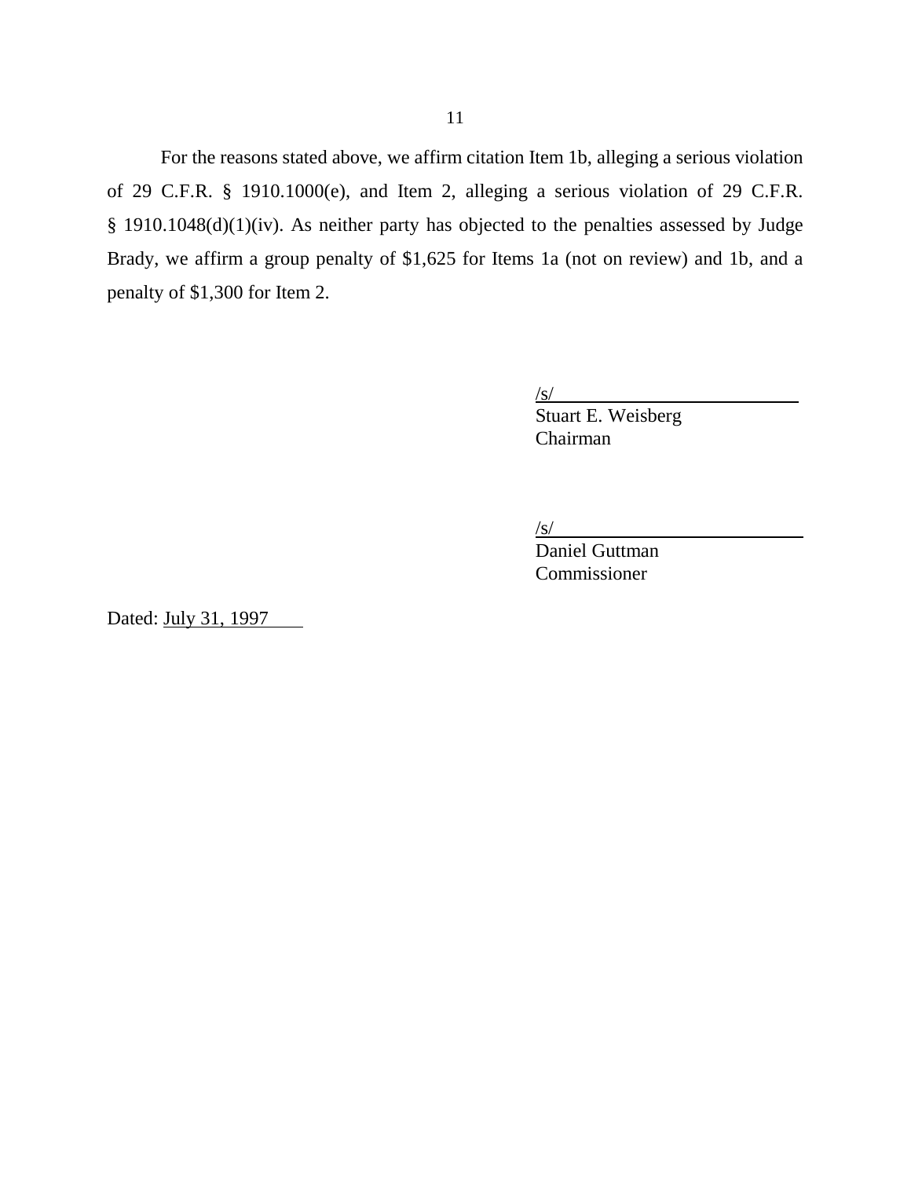For the reasons stated above, we affirm citation Item 1b, alleging a serious violation of 29 C.F.R. § 1910.1000(e), and Item 2, alleging a serious violation of 29 C.F.R. § 1910.1048(d)(1)(iv). As neither party has objected to the penalties assessed by Judge Brady, we affirm a group penalty of $1,625 for Items 1a (not on review) and 1b, and a penalty of $1,300 for Item 2.

/s/
Stuart E. Weisberg
Chairman

/s/
Daniel Guttman
Commissioner

Dated: July 31, 1997